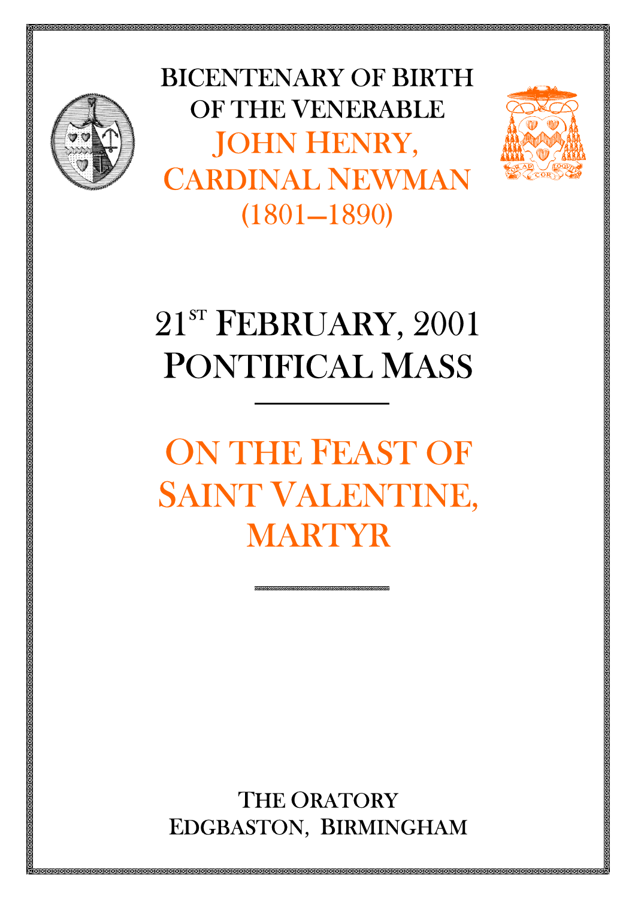# BICENTENARY OF BIRTH OF THE VENERABLE JOHN HENRY, CARDINAL NEWMAN (1801–1890)

## 21ST FEBRUARY, 2001 PONTIFICAL MASS

---

## ON THE FEAST OF SAINT VALENTINE, MARTYR

---

THE ORATORY
EDGBASTON, BIRMINGHAM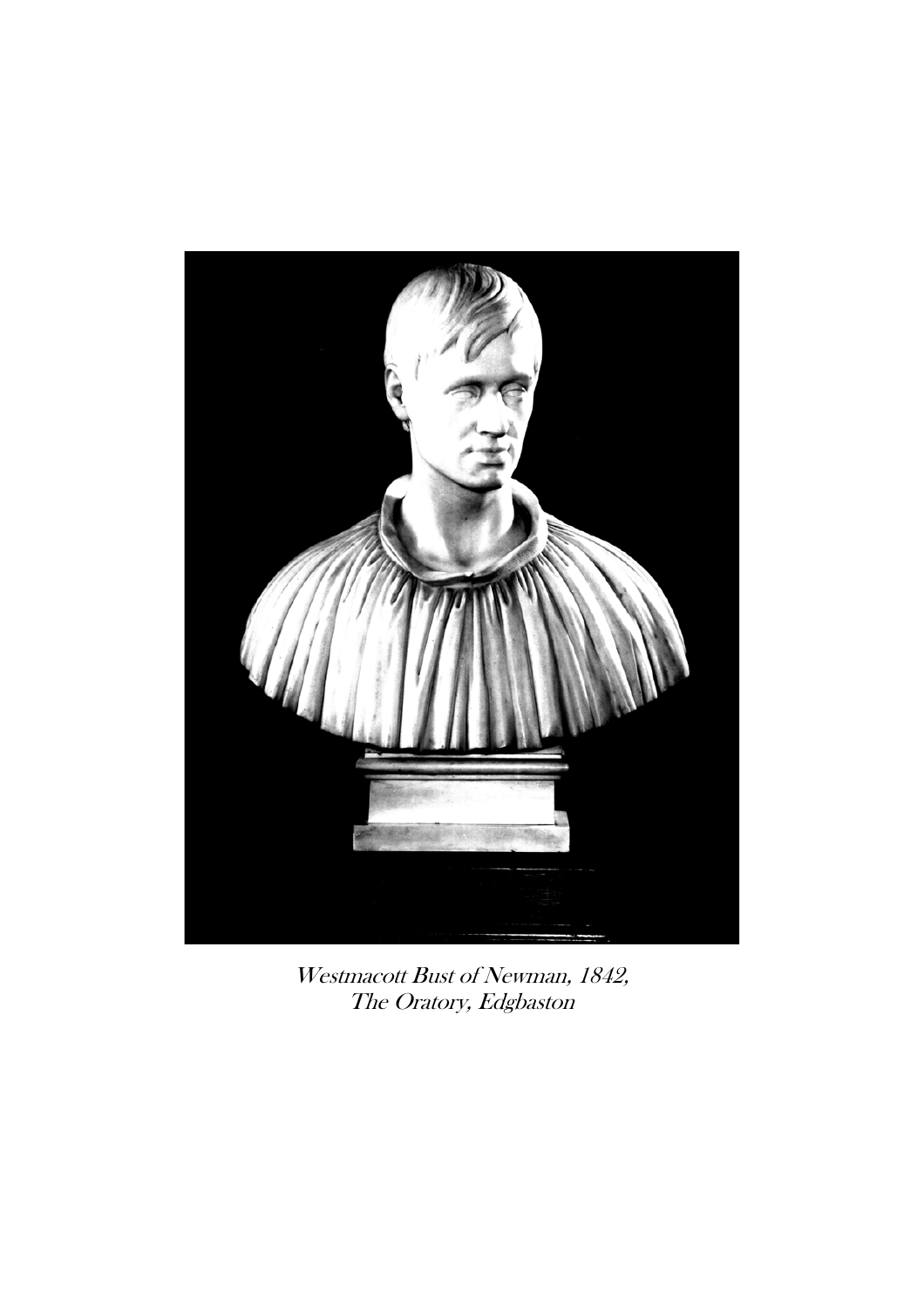*Westmacott Bust of Newman, 1842,*
*The Oratory, Edgbaston*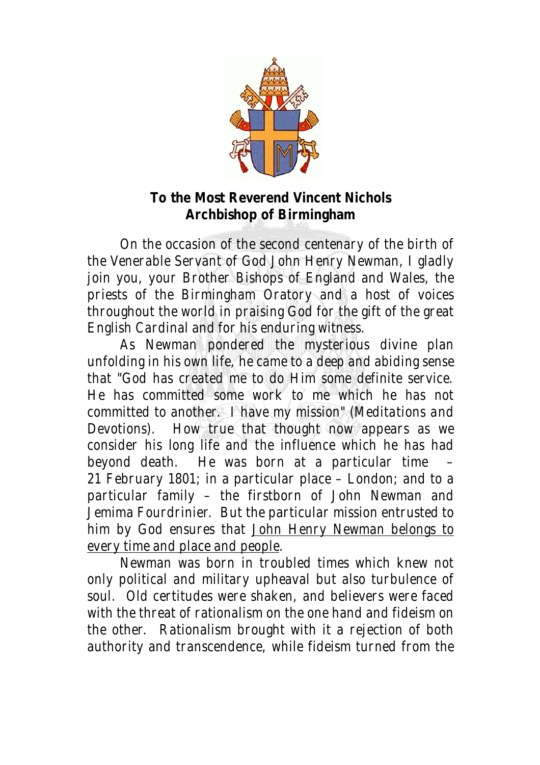**To the Most Reverend Vincent Nichols**
**Archbishop of Birmingham**

On the occasion of the second centenary of the birth of the Venerable Servant of God John Henry Newman, I gladly join you, your Brother Bishops of England and Wales, the priests of the Birmingham Oratory and a host of voices throughout the world in praising God for the gift of the great English Cardinal and for his enduring witness.

As Newman pondered the mysterious divine plan unfolding in his own life, he came to a deep and abiding sense that "God has created me to do Him some definite service. He has committed some work to me which he has not committed to another. I have my mission" (*Meditations and Devotions*). How true that thought now appears as we consider his long life and the influence which he has had beyond death. He was born at a particular time – 21 February 1801; in a particular place – London; and to a particular family – the firstborn of John Newman and Jemima Fourdrinier. But the particular mission entrusted to him by God ensures that John Henry Newman belongs to every time and place and people.

Newman was born in troubled times which knew not only political and military upheaval but also turbulence of soul. Old certitudes were shaken, and believers were faced with the threat of rationalism on the one hand and fideism on the other. Rationalism brought with it a rejection of both authority and transcendence, while fideism turned from the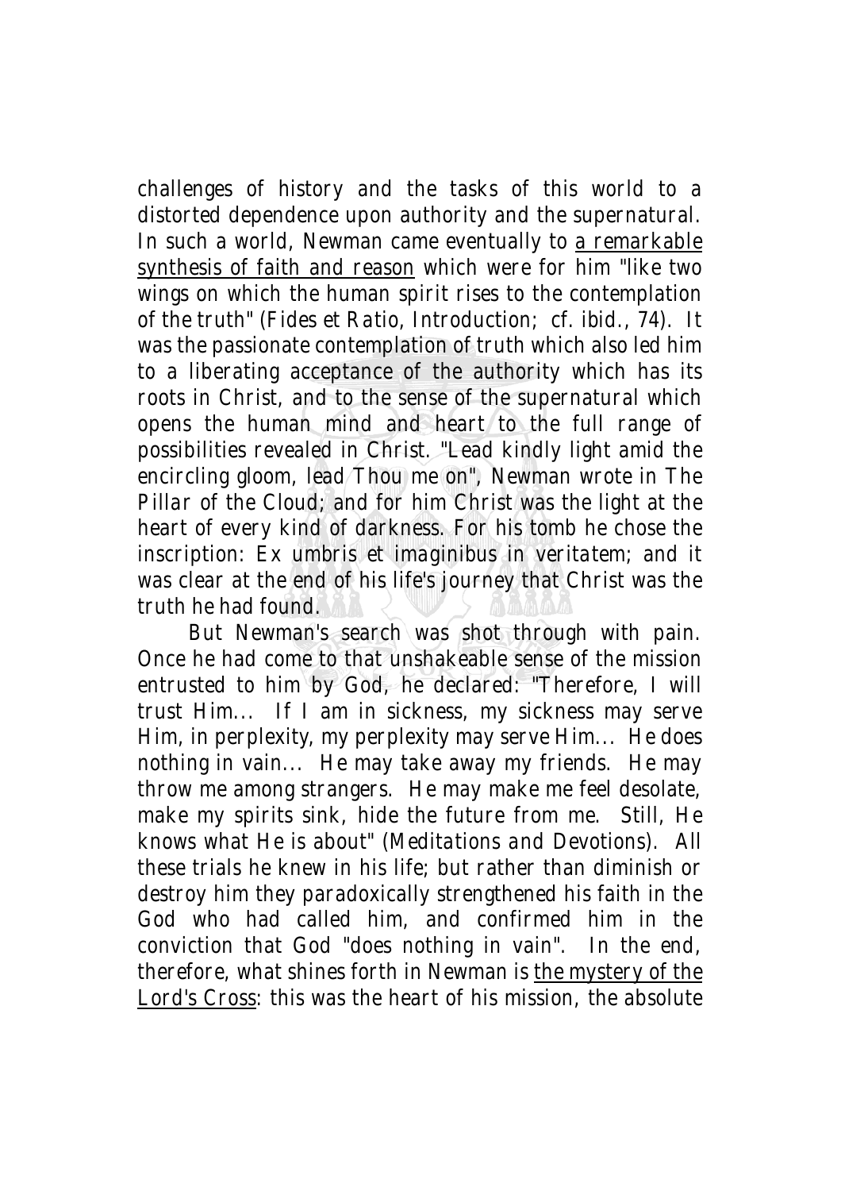challenges of history and the tasks of this world to a distorted dependence upon authority and the supernatural. In such a world, Newman came eventually to <u>a remarkable synthesis of faith and reason</u> which were for him "like two wings on which the human spirit rises to the contemplation of the truth" (*Fides et Ratio*, Introduction; cf. *ibid.*, 74). It was the passionate contemplation of truth which also led him to a liberating acceptance of the authority which has its roots in Christ, and to the sense of the supernatural which opens the human mind and heart to the full range of possibilities revealed in Christ. "Lead kindly light amid the encircling gloom, lead Thou me on", Newman wrote in *The Pillar of the Cloud*; and for him Christ was the light at the heart of every kind of darkness. For his tomb he chose the inscription: *Ex umbris et imaginibus in veritatem*; and it was clear at the end of his life's journey that Christ was the truth he had found.

But Newman's search was shot through with pain. Once he had come to that unshakeable sense of the mission entrusted to him by God, he declared: "Therefore, I will trust Him... If I am in sickness, my sickness may serve Him, in perplexity, my perplexity may serve Him... He does nothing in vain... He may take away my friends. He may throw me among strangers. He may make me feel desolate, make my spirits sink, hide the future from me. Still, He knows what He is about" (*Meditations and Devotions*). All these trials he knew in his life; but rather than diminish or destroy him they paradoxically strengthened his faith in the God who had called him, and confirmed him in the conviction that God "does nothing in vain". In the end, therefore, what shines forth in Newman is <u>the mystery of the Lord's Cross</u>: this was the heart of his mission, the absolute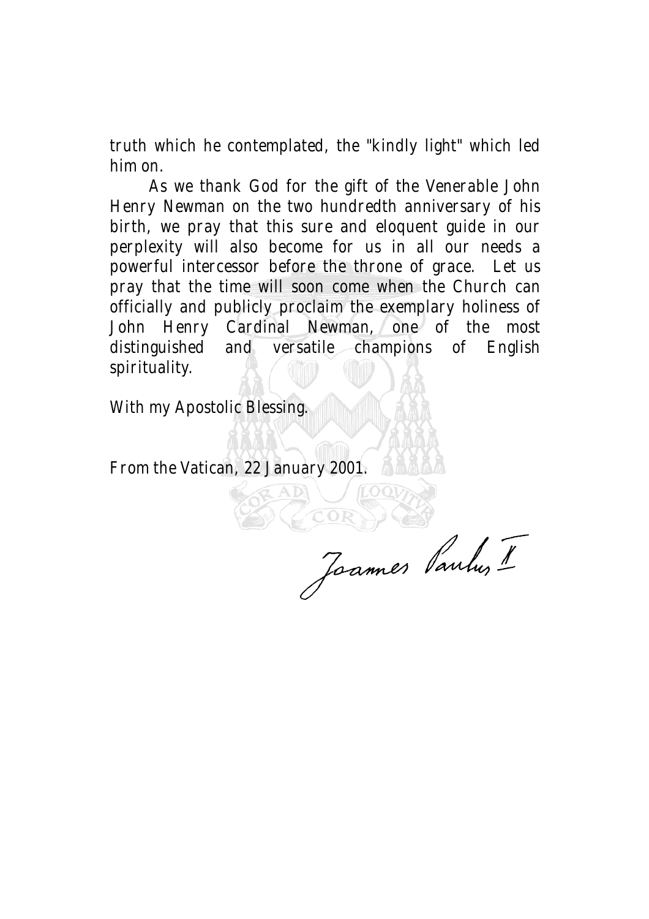truth which he contemplated, the "kindly light" which led him on.

As we thank God for the gift of the Venerable John Henry Newman on the two hundredth anniversary of his birth, we pray that this sure and eloquent guide in our perplexity will also become for us in all our needs a powerful intercessor before the throne of grace. Let us pray that the time will soon come when the Church can officially and publicly proclaim the exemplary holiness of John Henry Cardinal Newman, one of the most distinguished and versatile champions of English spirituality.

With my Apostolic Blessing.

From the Vatican, 22 January 2001.

Joannes Paulus II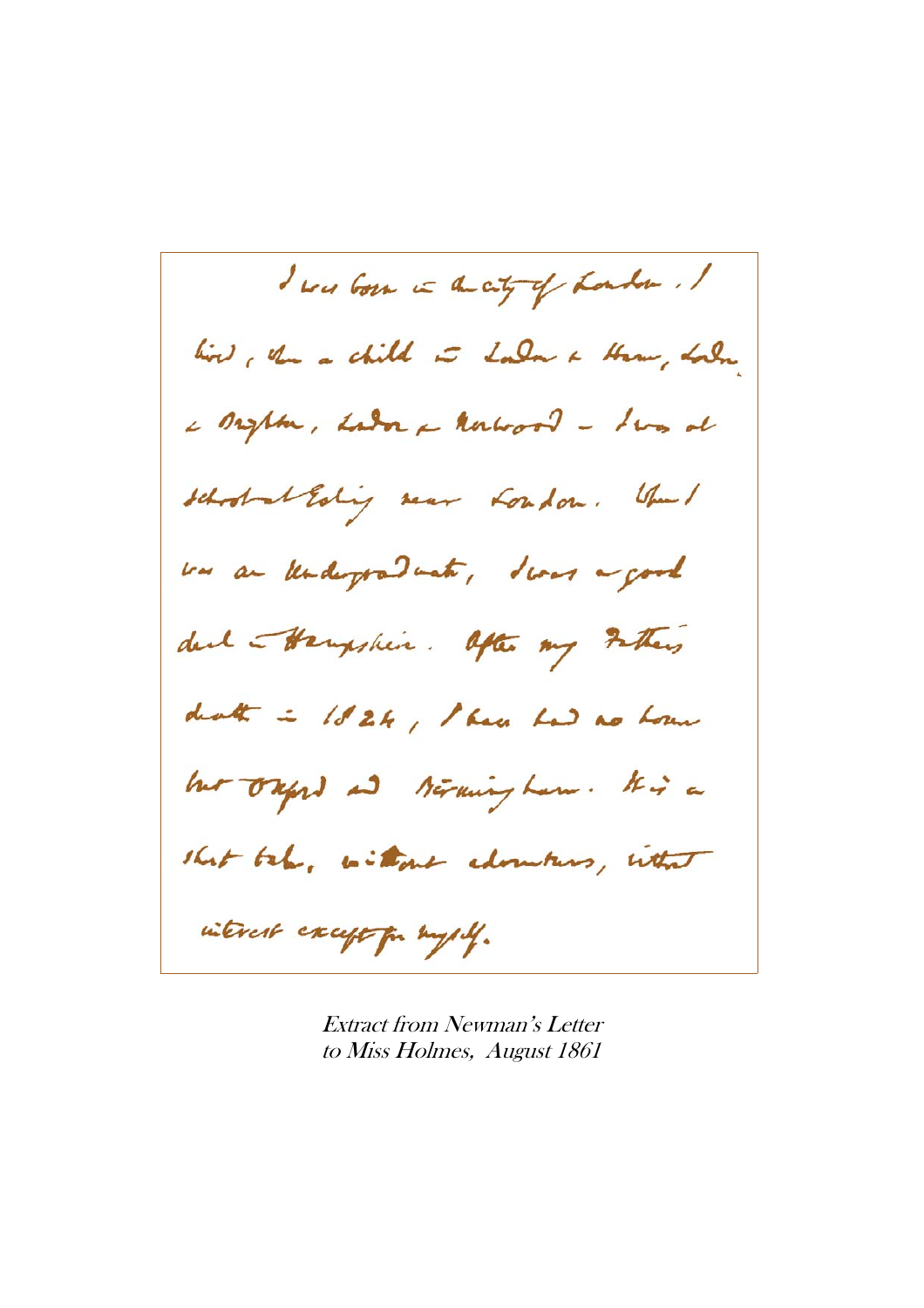I was born in the city of London. I lived, when a child in London & Ham, London & Brighton, London & Norwood – I was at school at Ealing near London. When I was an Undergraduate, I was a good deal in Hampshire. After my Father's death in 1824, I have had no home but Oxford and Birmingham. It is a short tale, without adventures, without interest except for myself.

*Extract from Newman's Letter to Miss Holmes, August 1861*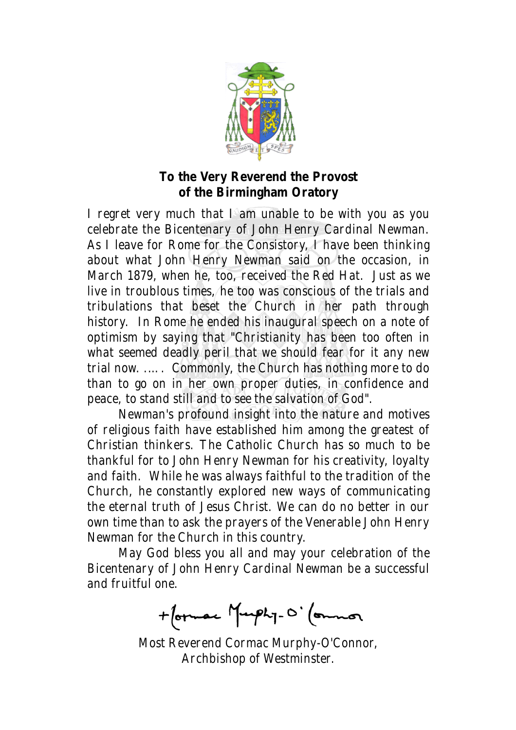**To the Very Reverend the Provost of the Birmingham Oratory**

I regret very much that I am unable to be with you as you celebrate the Bicentenary of John Henry Cardinal Newman. As I leave for Rome for the Consistory, I have been thinking about what John Henry Newman said on the occasion, in March 1879, when he, too, received the Red Hat. Just as we live in troublous times, he too was conscious of the trials and tribulations that beset the Church in her path through history. In Rome he ended his inaugural speech on a note of optimism by saying that "Christianity has been too often in what seemed deadly peril that we should fear for it any new trial now. ..... Commonly, the Church has nothing more to do than to go on in her own proper duties, in confidence and peace, to stand still and to see the salvation of God".

Newman's profound insight into the nature and motives of religious faith have established him among the greatest of Christian thinkers. The Catholic Church has so much to be thankful for to John Henry Newman for his creativity, loyalty and faith. While he was always faithful to the tradition of the Church, he constantly explored new ways of communicating the eternal truth of Jesus Christ. We can do no better in our own time than to ask the prayers of the Venerable John Henry Newman for the Church in this country.

May God bless you all and may your celebration of the Bicentenary of John Henry Cardinal Newman be a successful and fruitful one.

+Cormac Murphy-O'Connor

Most Reverend Cormac Murphy-O'Connor,
Archbishop of Westminster.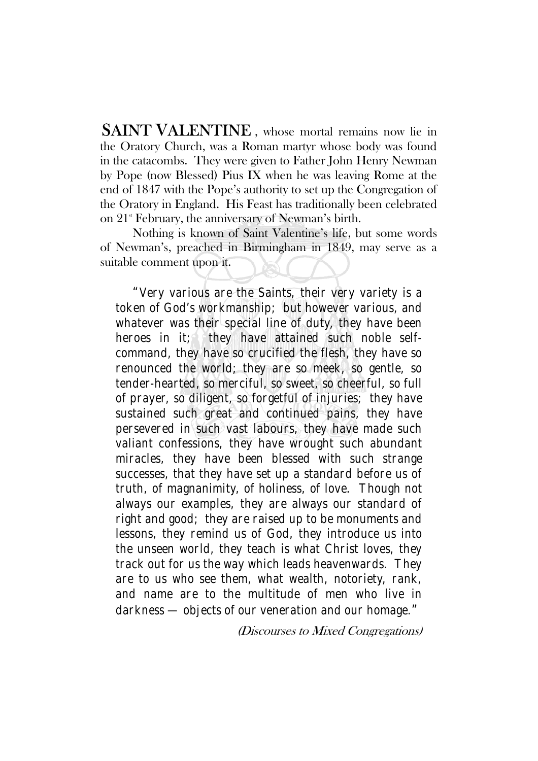**SAINT VALENTINE**, whose mortal remains now lie in the Oratory Church, was a Roman martyr whose body was found in the catacombs. They were given to Father John Henry Newman by Pope (now Blessed) Pius IX when he was leaving Rome at the end of 1847 with the Pope's authority to set up the Congregation of the Oratory in England. His Feast has traditionally been celebrated on 21st February, the anniversary of Newman's birth.

Nothing is known of Saint Valentine's life, but some words of Newman's, preached in Birmingham in 1849, may serve as a suitable comment upon it.

> "Very various are the Saints, their very variety is a token of God's workmanship; but however various, and whatever was their special line of duty, they have been heroes in it; they have attained such noble self-command, they have so crucified the flesh, they have so renounced the world; they are so meek, so gentle, so tender-hearted, so merciful, so sweet, so cheerful, so full of prayer, so diligent, so forgetful of injuries; they have sustained such great and continued pains, they have persevered in such vast labours, they have made such valiant confessions, they have wrought such abundant miracles, they have been blessed with such strange successes, that they have set up a standard before us of truth, of magnanimity, of holiness, of love. Though not always our examples, they are always our standard of right and good; they are raised up to be monuments and lessons, they remind us of God, they introduce us into the unseen world, they teach is what Christ loves, they track out for us the way which leads heavenwards. They are to us who see them, what wealth, notoriety, rank, and name are to the multitude of men who live in darkness — objects of our veneration and our homage."

*(Discourses to Mixed Congregations)*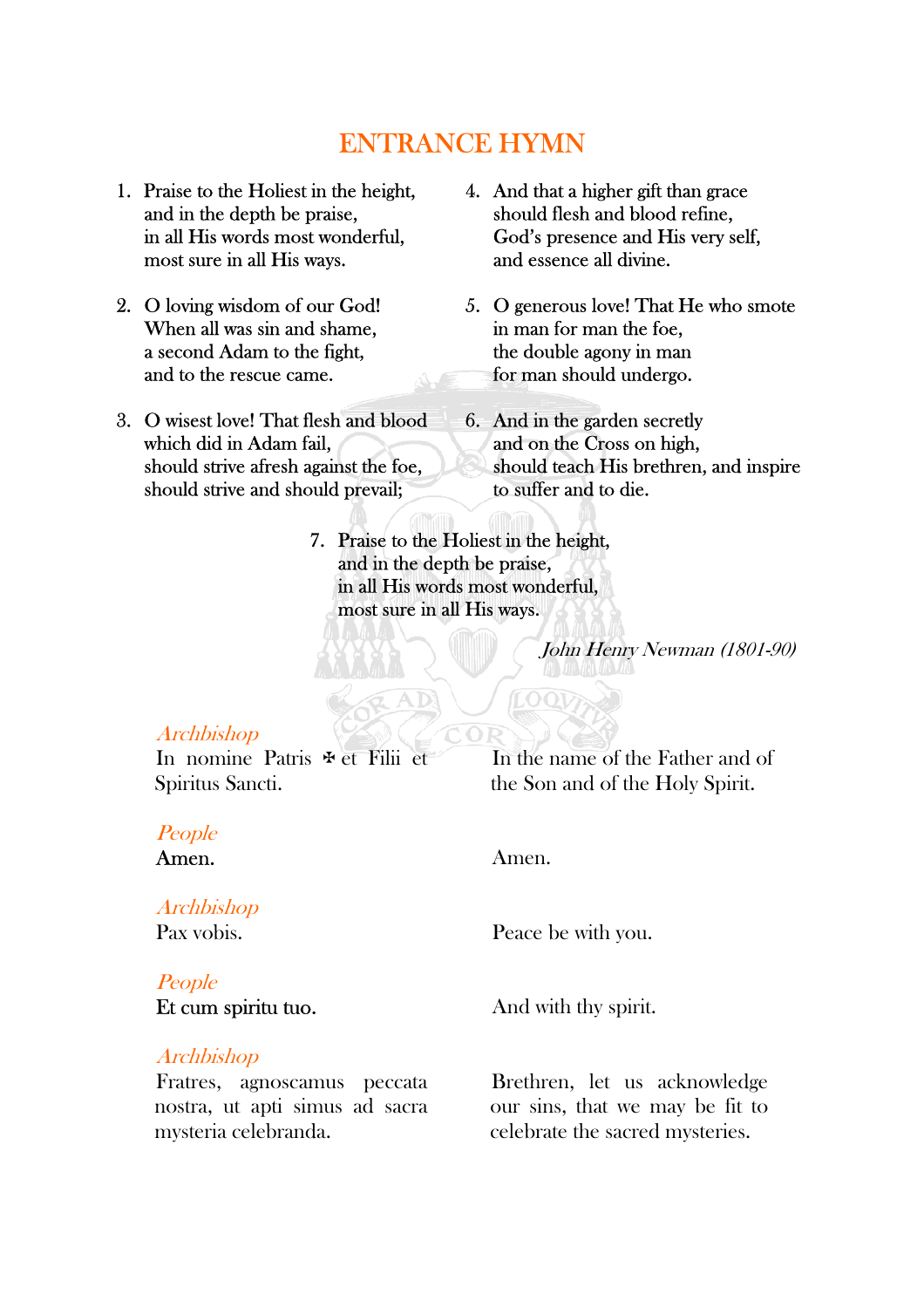# ENTRANCE HYMN

1. Praise to the Holiest in the height,
   and in the depth be praise,
   in all His words most wonderful,
   most sure in all His ways.

2. O loving wisdom of our God!
   When all was sin and shame,
   a second Adam to the fight,
   and to the rescue came.

3. O wisest love! That flesh and blood
   which did in Adam fail,
   should strive afresh against the foe,
   should strive and should prevail;

4. And that a higher gift than grace
   should flesh and blood refine,
   God's presence and His very self,
   and essence all divine.

5. O generous love! That He who smote
   in man for man the foe,
   the double agony in man
   for man should undergo.

6. And in the garden secretly
   and on the Cross on high,
   should teach His brethren, and inspire
   to suffer and to die.

7. Praise to the Holiest in the height,
   and in the depth be praise,
   in all His words most wonderful,
   most sure in all His ways.

*John Henry Newman (1801-90)*

*Archbishop*
In nomine Patris ✠ et Filii et Spiritus Sancti.

In the name of the Father and of the Son and of the Holy Spirit.

*People*
Amen.

Amen.

*Archbishop*
Pax vobis.

Peace be with you.

*People*
Et cum spiritu tuo.

And with thy spirit.

*Archbishop*
Fratres, agnoscamus peccata nostra, ut apti simus ad sacra mysteria celebranda.

Brethren, let us acknowledge our sins, that we may be fit to celebrate the sacred mysteries.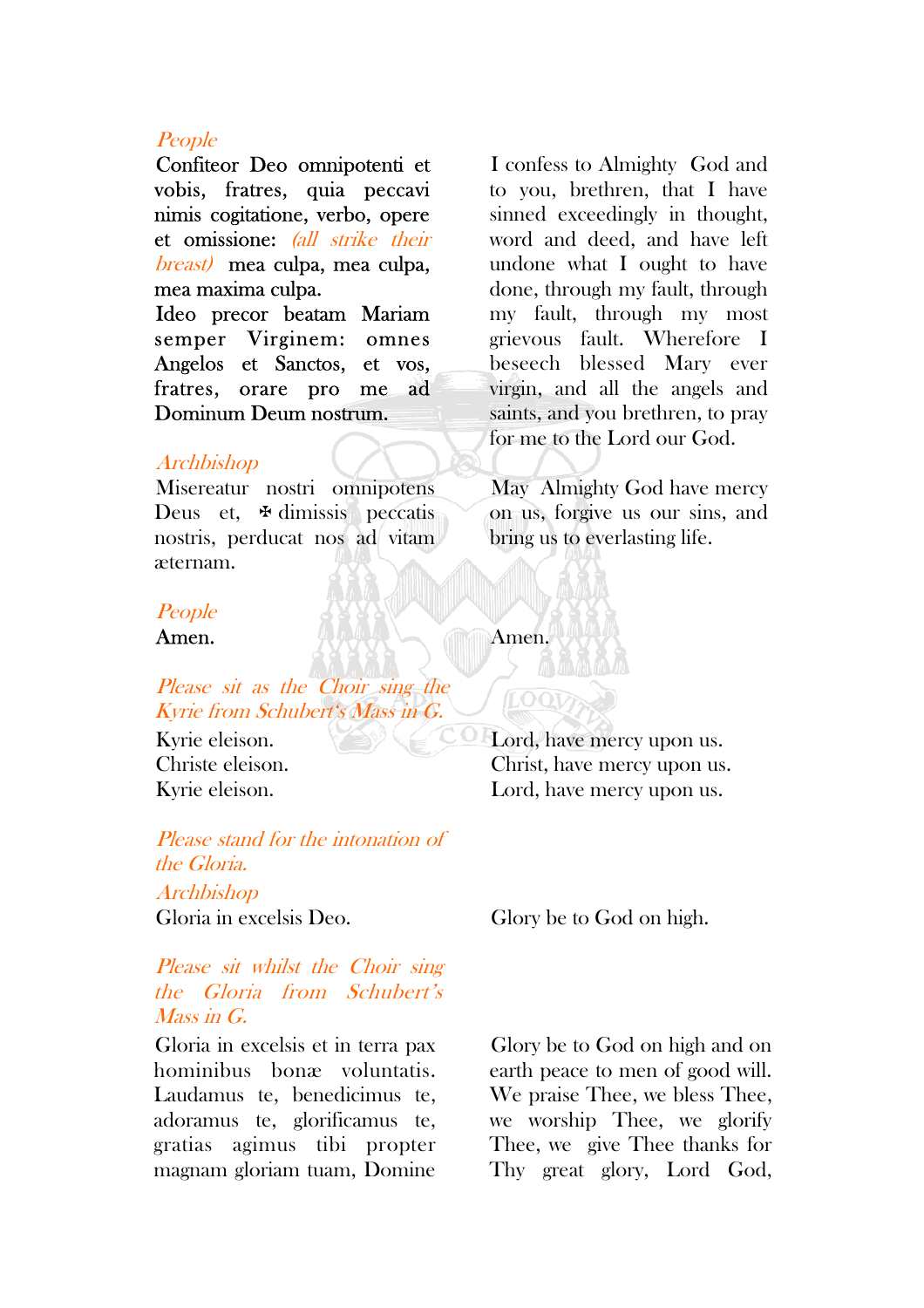*People*

Confiteor Deo omnipotenti et vobis, fratres, quia peccavi nimis cogitatione, verbo, opere et omissione: *(all strike their breast)* mea culpa, mea culpa, mea maxima culpa. Ideo precor beatam Mariam semper Virginem: omnes Angelos et Sanctos, et vos, fratres, orare pro me ad Dominum Deum nostrum.

I confess to Almighty God and to you, brethren, that I have sinned exceedingly in thought, word and deed, and have left undone what I ought to have done, through my fault, through my fault, through my most grievous fault. Wherefore I beseech blessed Mary ever virgin, and all the angels and saints, and you brethren, to pray for me to the Lord our God.

*Archbishop*

Misereatur nostri omnipotens Deus et, ✠ dimissis peccatis nostris, perducat nos ad vitam æternam.

May Almighty God have mercy on us, forgive us our sins, and bring us to everlasting life.

*People*

Amen.

Amen.

*Please sit as the Choir sing the Kyrie from Schubert's Mass in G.*

Kyrie eleison.
Christe eleison.
Kyrie eleison.

Lord, have mercy upon us.
Christ, have mercy upon us.
Lord, have mercy upon us.

*Please stand for the intonation of the Gloria.*

*Archbishop*

Gloria in excelsis Deo.

Glory be to God on high.

*Please sit whilst the Choir sing the Gloria from Schubert's Mass in G.*

Gloria in excelsis et in terra pax hominibus bonæ voluntatis. Laudamus te, benedicimus te, adoramus te, glorificamus te, gratias agimus tibi propter magnam gloriam tuam, Domine

Glory be to God on high and on earth peace to men of good will. We praise Thee, we bless Thee, we worship Thee, we glorify Thee, we give Thee thanks for Thy great glory, Lord God,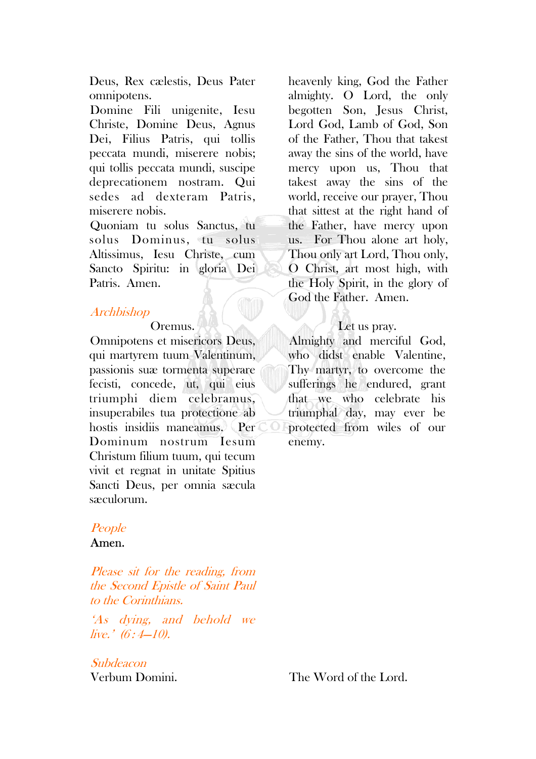Deus, Rex cælestis, Deus Pater omnipotens.
Domine Fili unigenite, Iesu Christe, Domine Deus, Agnus Dei, Filius Patris, qui tollis peccata mundi, miserere nobis; qui tollis peccata mundi, suscipe deprecationem nostram. Qui sedes ad dexteram Patris, miserere nobis.
Quoniam tu solus Sanctus, tu solus Dominus, tu solus Altissimus, Iesu Christe, cum Sancto Spiritu: in gloria Dei Patris. Amen.

heavenly king, God the Father almighty. O Lord, the only begotten Son, Jesus Christ, Lord God, Lamb of God, Son of the Father, Thou that takest away the sins of the world, have mercy upon us, Thou that takest away the sins of the world, receive our prayer, Thou that sittest at the right hand of the Father, have mercy upon us. For Thou alone art holy, Thou only art Lord, Thou only, O Christ, art most high, with the Holy Spirit, in the glory of God the Father. Amen.

*Archbishop*

Oremus.
Omnipotens et misericors Deus, qui martyrem tuum Valentinum, passionis suæ tormenta superare fecisti, concede, ut, qui eius triumphi diem celebramus, insuperabiles tua protectione ab hostis insidiis maneamus. Per Dominum nostrum Iesum Christum filium tuum, qui tecum vivit et regnat in unitate Spitius Sancti Deus, per omnia sæcula sæculorum.

Let us pray.
Almighty and merciful God, who didst enable Valentine, Thy martyr, to overcome the sufferings he endured, grant that we who celebrate his triumphal day, may ever be protected from wiles of our enemy.

*People*
Amen.

*Please sit for the reading, from the Second Epistle of Saint Paul to the Corinthians.*

*'As dying, and behold we live.' (6:4–10).*

*Subdeacon*
Verbum Domini.

The Word of the Lord.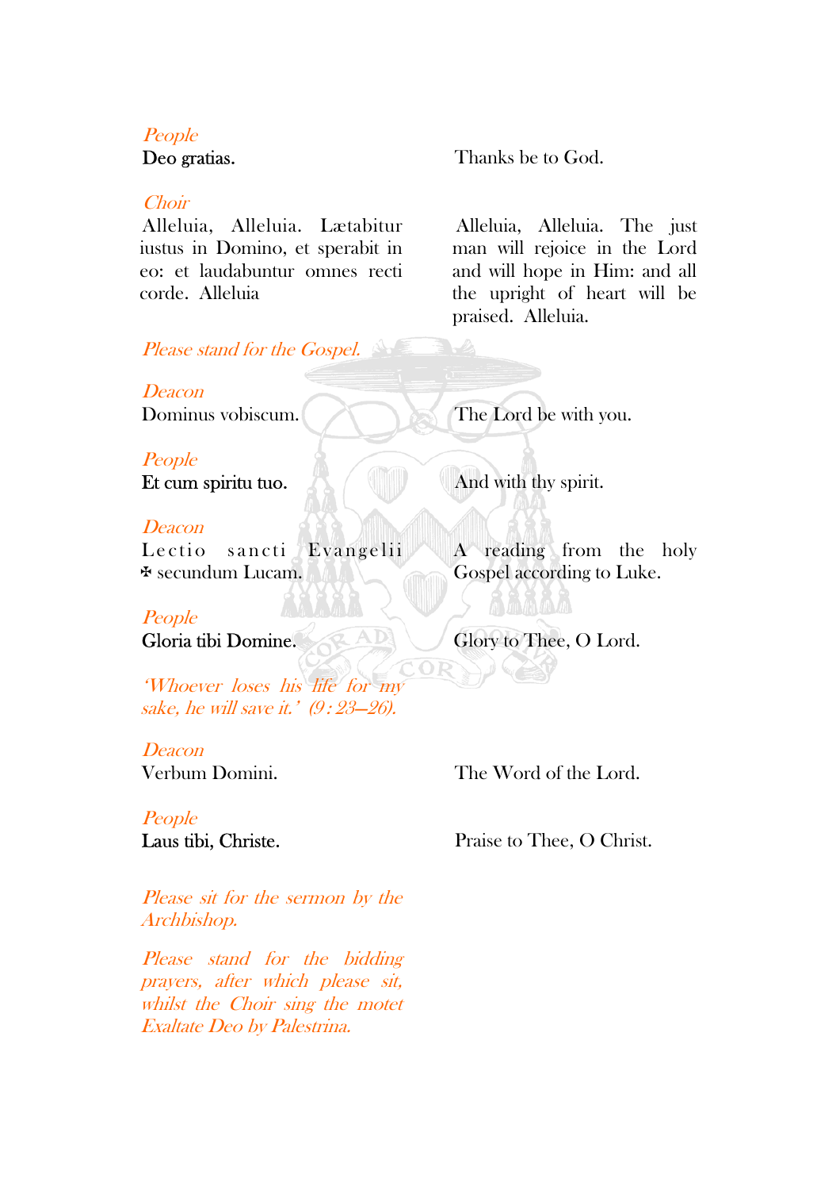*People*

Deo gratias.

Thanks be to God.

*Choir*

Alleluia, Alleluia. Lætabitur iustus in Domino, et sperabit in eo: et laudabuntur omnes recti corde. Alleluia

Alleluia, Alleluia. The just man will rejoice in the Lord and will hope in Him: and all the upright of heart will be praised. Alleluia.

*Please stand for the Gospel.*

*Deacon*

Dominus vobiscum.

The Lord be with you.

*People*

Et cum spiritu tuo.

And with thy spirit.

*Deacon*

Lectio sancti Evangelii ✠ secundum Lucam.

A reading from the holy Gospel according to Luke.

*People*

Gloria tibi Domine.

Glory to Thee, O Lord.

*'Whoever loses his life for my sake, he will save it.' (9: 23–26).*

*Deacon*

Verbum Domini.

The Word of the Lord.

*People*

Laus tibi, Christe.

Praise to Thee, O Christ.

*Please sit for the sermon by the Archbishop.*

*Please stand for the bidding prayers, after which please sit, whilst the Choir sing the motet Exaltate Deo by Palestrina.*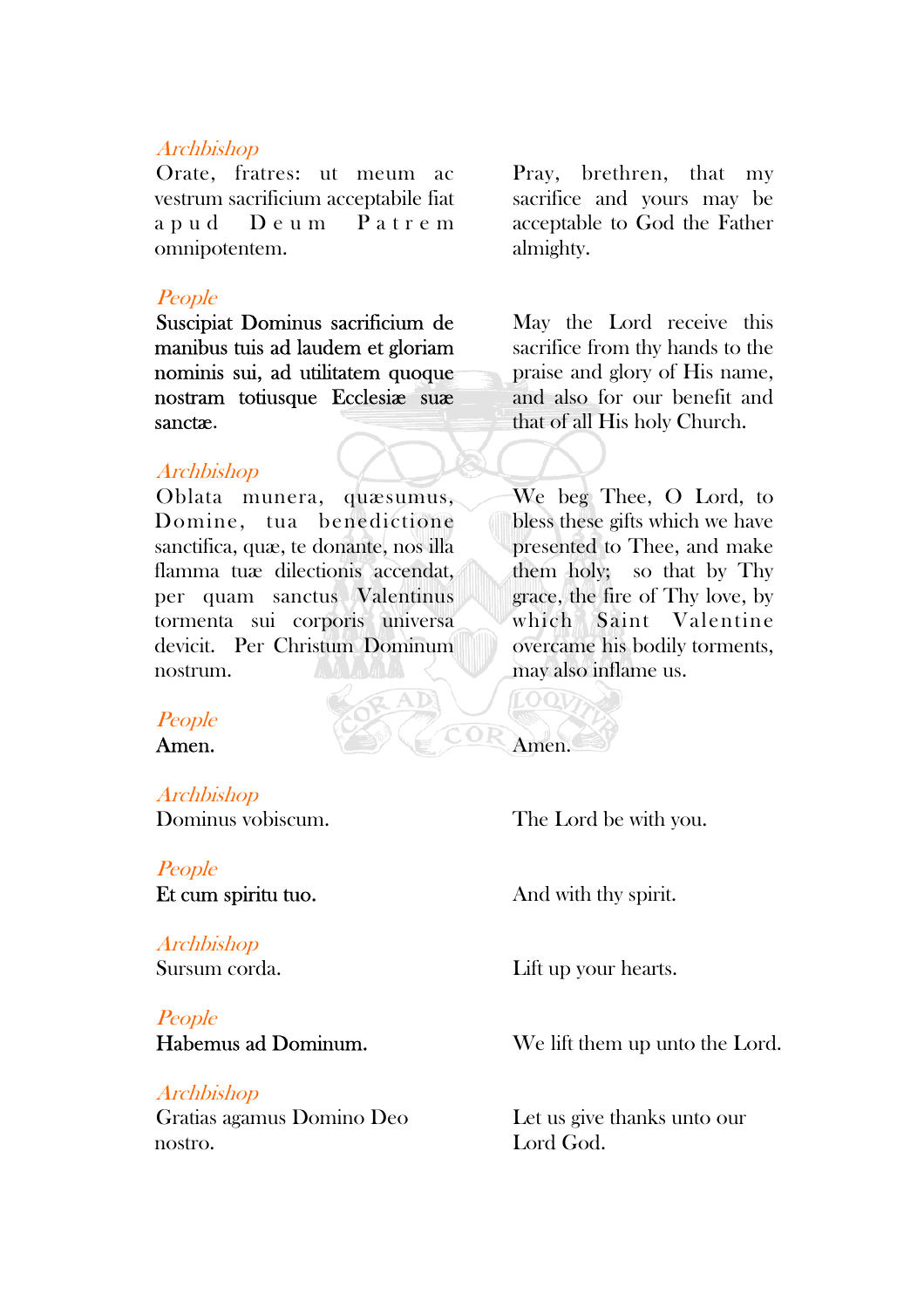*Archbishop*

Orate, fratres: ut meum ac vestrum sacrificium acceptabile fiat apud Deum Patrem omnipotentem.

Pray, brethren, that my sacrifice and yours may be acceptable to God the Father almighty.

*People*

**Suscipiat Dominus sacrificium de manibus tuis ad laudem et gloriam nominis sui, ad utilitatem quoque nostram totiusque Ecclesiæ suæ sanctæ.**

May the Lord receive this sacrifice from thy hands to the praise and glory of His name, and also for our benefit and that of all His holy Church.

*Archbishop*

Oblata munera, quæsumus, Domine, tua benedictione sanctifica, quæ, te donante, nos illa flamma tuæ dilectionis accendat, per quam sanctus Valentinus tormenta sui corporis universa devicit. Per Christum Dominum nostrum.

We beg Thee, O Lord, to bless these gifts which we have presented to Thee, and make them holy; so that by Thy grace, the fire of Thy love, by which Saint Valentine overcame his bodily torments, may also inflame us.

*People*

**Amen.**

Amen.

*Archbishop*

Dominus vobiscum.

The Lord be with you.

*People*

**Et cum spiritu tuo.**

And with thy spirit.

*Archbishop*

Sursum corda.

Lift up your hearts.

*People*

**Habemus ad Dominum.**

We lift them up unto the Lord.

*Archbishop*

Gratias agamus Domino Deo nostro.

Let us give thanks unto our Lord God.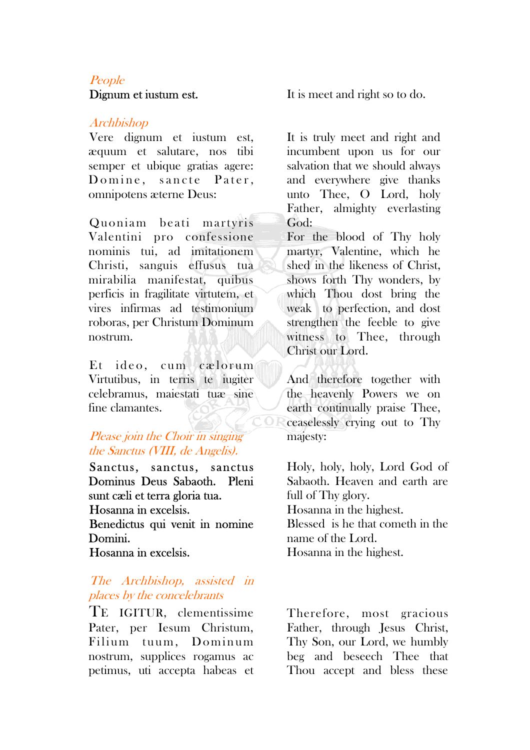*People*

Dignum et iustum est.

It is meet and right so to do.

*Archbishop*

Vere dignum et iustum est, æquum et salutare, nos tibi semper et ubique gratias agere: Domine, sancte Pater, omnipotens æterne Deus:

It is truly meet and right and incumbent upon us for our salvation that we should always and everywhere give thanks unto Thee, O Lord, holy Father, almighty everlasting God:

Quoniam beati martyris Valentini pro confessione nominis tui, ad imitationem Christi, sanguis effusus tua mirabilia manifestat, quibus perficis in fragilitate virtutem, et vires infirmas ad testimonium roboras, per Christum Dominum nostrum.

For the blood of Thy holy martyr, Valentine, which he shed in the likeness of Christ, shows forth Thy wonders, by which Thou dost bring the weak to perfection, and dost strengthen the feeble to give witness to Thee, through Christ our Lord.

Et ideo, cum cælorum Virtutibus, in terris te iugiter celebramus, maiestati tuæ sine fine clamantes.

And therefore together with the heavenly Powers we on earth continually praise Thee, ceaselessly crying out to Thy majesty:

*Please join the Choir in singing the Sanctus (VIII, de Angelis).*

Sanctus, sanctus, sanctus Dominus Deus Sabaoth. Pleni sunt cæli et terra gloria tua.
Hosanna in excelsis.
Benedictus qui venit in nomine Domini.
Hosanna in excelsis.

Holy, holy, holy, Lord God of Sabaoth. Heaven and earth are full of Thy glory.
Hosanna in the highest.
Blessed is he that cometh in the name of the Lord.
Hosanna in the highest.

*The Archbishop, assisted in places by the concelebrants*

TE IGITUR, clementissime Pater, per Iesum Christum, Filium tuum, Dominum nostrum, supplices rogamus ac petimus, uti accepta habeas et

Therefore, most gracious Father, through Jesus Christ, Thy Son, our Lord, we humbly beg and beseech Thee that Thou accept and bless these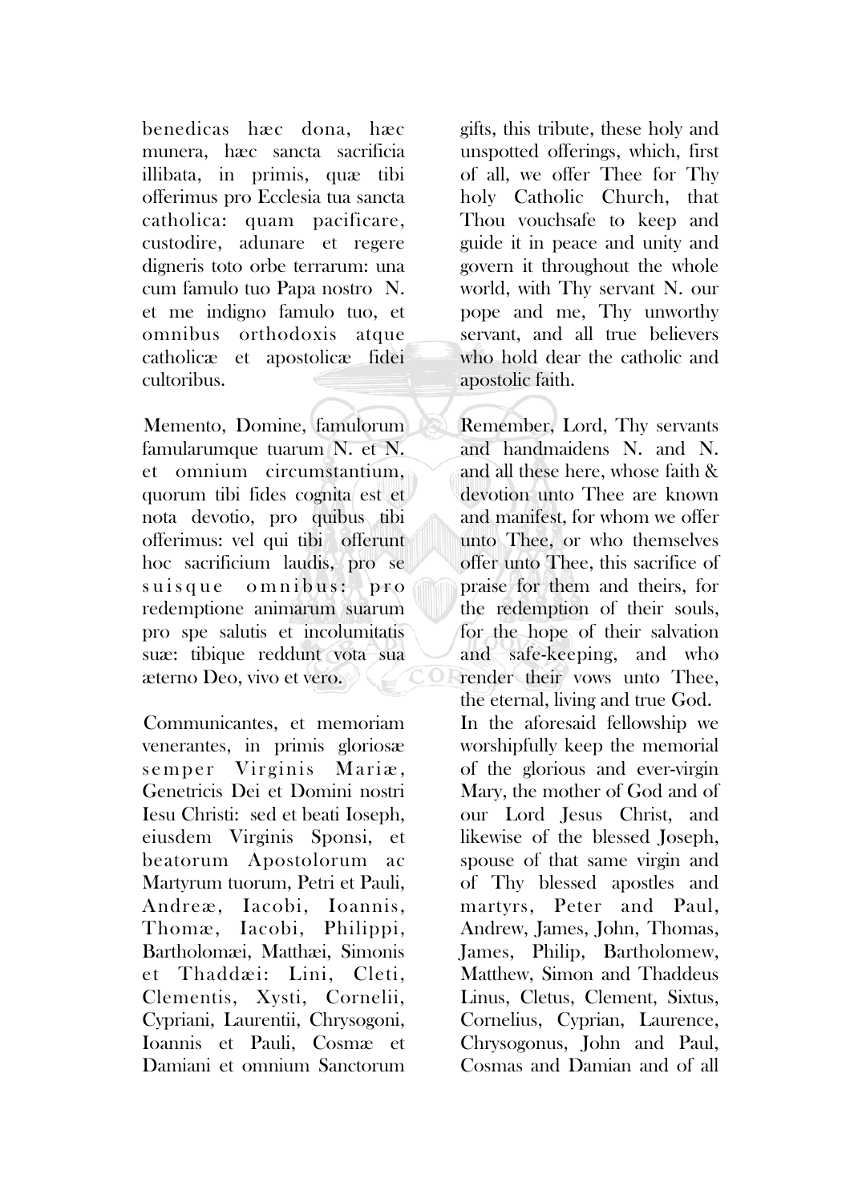benedicas hæc dona, hæc munera, hæc sancta sacrificia illibata, in primis, quæ tibi offerimus pro Ecclesia tua sancta catholica: quam pacificare, custodire, adunare et regere digneris toto orbe terrarum: una cum famulo tuo Papa nostro N. et me indigno famulo tuo, et omnibus orthodoxis atque catholicæ et apostolicæ fidei cultoribus.

gifts, this tribute, these holy and unspotted offerings, which, first of all, we offer Thee for Thy holy Catholic Church, that Thou vouchsafe to keep and guide it in peace and unity and govern it throughout the whole world, with Thy servant N. our pope and me, Thy unworthy servant, and all true believers who hold dear the catholic and apostolic faith.

Memento, Domine, famulorum famularumque tuarum N. et N. et omnium circumstantium, quorum tibi fides cognita est et nota devotio, pro quibus tibi offerimus: vel qui tibi offerunt hoc sacrificium laudis, pro se suisque omnibus: pro redemptione animarum suarum pro spe salutis et incolumitatis suæ: tibique reddunt vota sua æterno Deo, vivo et vero.

Remember, Lord, Thy servants and handmaidens N. and N. and all these here, whose faith & devotion unto Thee are known and manifest, for whom we offer unto Thee, or who themselves offer unto Thee, this sacrifice of praise for them and theirs, for the redemption of their souls, for the hope of their salvation and safe-keeping, and who render their vows unto Thee, the eternal, living and true God.

Communicantes, et memoriam venerantes, in primis gloriosæ semper Virginis Mariæ, Genetricis Dei et Domini nostri Iesu Christi: sed et beati Ioseph, eiusdem Virginis Sponsi, et beatorum Apostolorum ac Martyrum tuorum, Petri et Pauli, Andreæ, Iacobi, Ioannis, Thomæ, Iacobi, Philippi, Bartholomæi, Matthæi, Simonis et Thaddæi: Lini, Cleti, Clementis, Xysti, Cornelii, Cypriani, Laurentii, Chrysogoni, Ioannis et Pauli, Cosmæ et Damiani et omnium Sanctorum

In the aforesaid fellowship we worshipfully keep the memorial of the glorious and ever-virgin Mary, the mother of God and of our Lord Jesus Christ, and likewise of the blessed Joseph, spouse of that same virgin and of Thy blessed apostles and martyrs, Peter and Paul, Andrew, James, John, Thomas, James, Philip, Bartholomew, Matthew, Simon and Thaddeus Linus, Cletus, Clement, Sixtus, Cornelius, Cyprian, Laurence, Chrysogonus, John and Paul, Cosmas and Damian and of all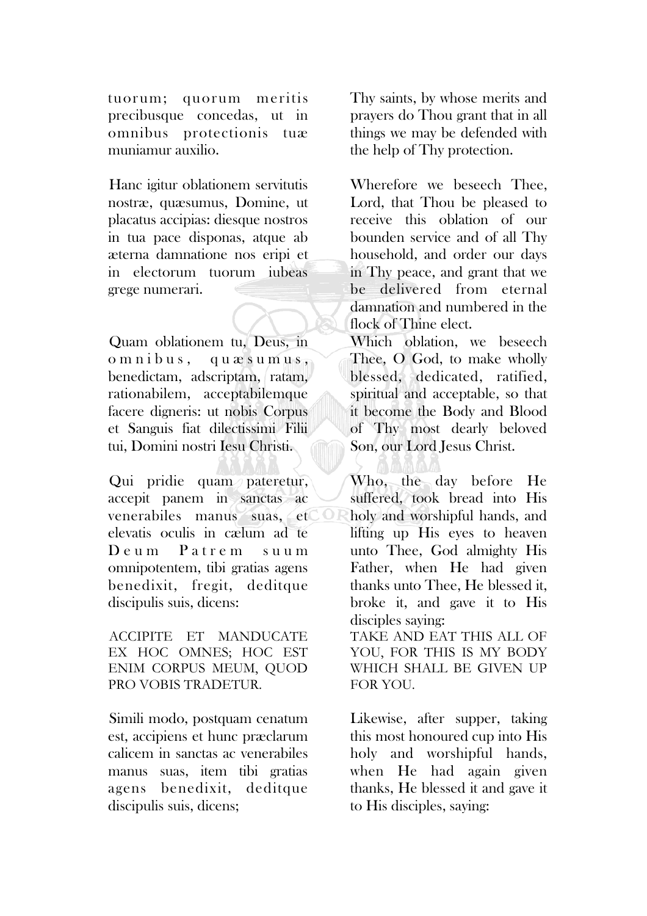tuorum; quorum meritis precibusque concedas, ut in omnibus protectionis tuæ muniamur auxilio.

Thy saints, by whose merits and prayers do Thou grant that in all things we may be defended with the help of Thy protection.

Hanc igitur oblationem servitutis nostræ, quæsumus, Domine, ut placatus accipias: diesque nostros in tua pace disponas, atque ab æterna damnatione nos eripi et in electorum tuorum iubeas grege numerari.

Wherefore we beseech Thee, Lord, that Thou be pleased to receive this oblation of our bounden service and of all Thy household, and order our days in Thy peace, and grant that we be delivered from eternal damnation and numbered in the flock of Thine elect.

Quam oblationem tu, Deus, in omnibus, quæsumus, benedictam, adscriptam, ratam, rationabilem, acceptabilemque facere digneris: ut nobis Corpus et Sanguis fiat dilectissimi Filii tui, Domini nostri Iesu Christi.

Which oblation, we beseech Thee, O God, to make wholly blessed, dedicated, ratified, spiritual and acceptable, so that it become the Body and Blood of Thy most dearly beloved Son, our Lord Jesus Christ.

Qui pridie quam pateretur, accepit panem in sanctas ac venerabiles manus suas, et elevatis oculis in cælum ad te Deum Patrem suum omnipotentem, tibi gratias agens benedixit, fregit, deditque discipulis suis, dicens:

Who, the day before He suffered, took bread into His holy and worshipful hands, and lifting up His eyes to heaven unto Thee, God almighty His Father, when He had given thanks unto Thee, He blessed it, broke it, and gave it to His disciples saying:

ACCIPITE ET MANDUCATE EX HOC OMNES; HOC EST ENIM CORPUS MEUM, QUOD PRO VOBIS TRADETUR.

TAKE AND EAT THIS ALL OF YOU, FOR THIS IS MY BODY WHICH SHALL BE GIVEN UP FOR YOU.

Simili modo, postquam cenatum est, accipiens et hunc præclarum calicem in sanctas ac venerabiles manus suas, item tibi gratias agens benedixit, deditque discipulis suis, dicens;

Likewise, after supper, taking this most honoured cup into His holy and worshipful hands, when He had again given thanks, He blessed it and gave it to His disciples, saying: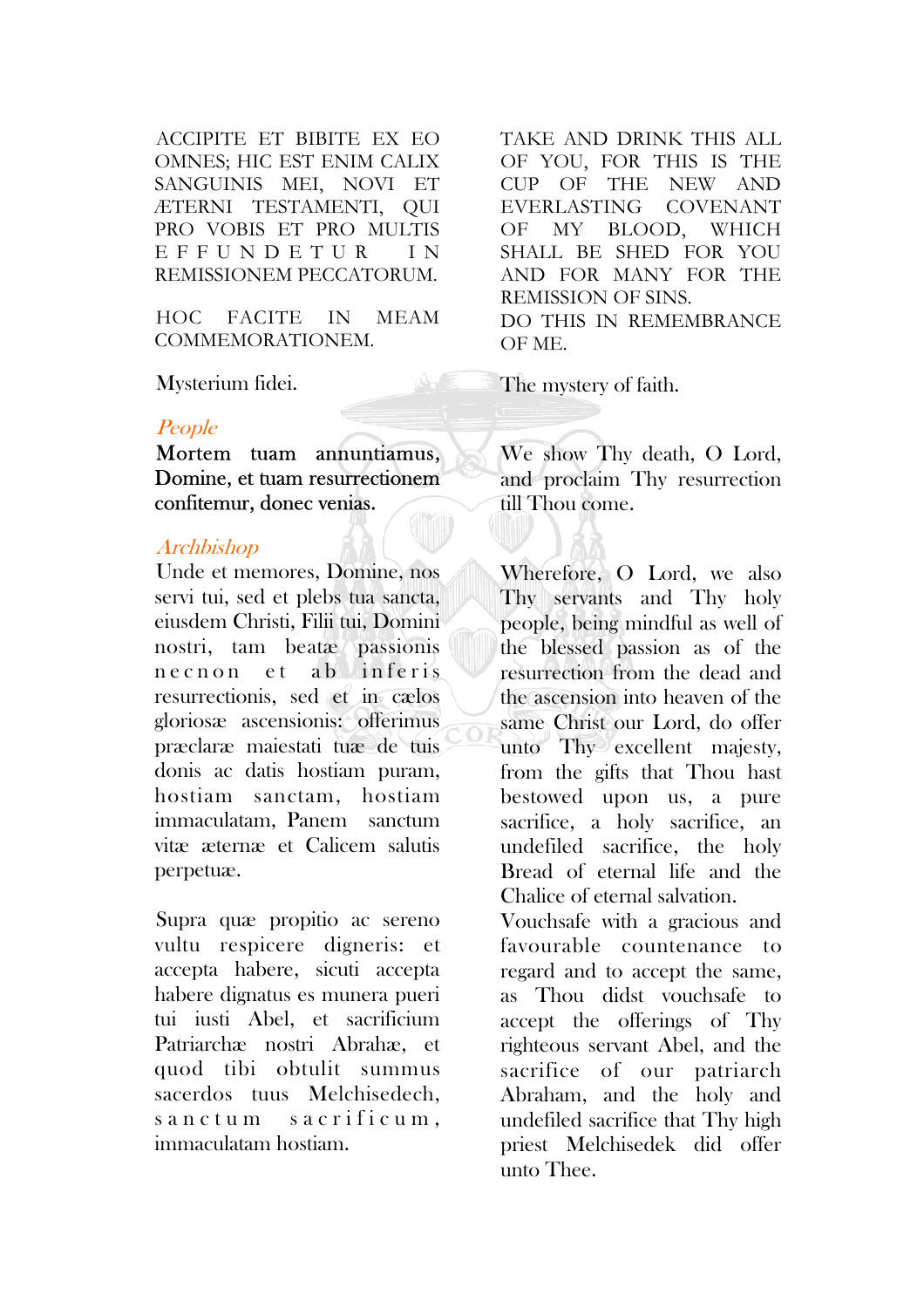ACCIPITE ET BIBITE EX EO OMNES; HIC EST ENIM CALIX SANGUINIS MEI, NOVI ET ÆTERNI TESTAMENTI, QUI PRO VOBIS ET PRO MULTIS EFFUNDETUR IN REMISSIONEM PECCATORUM.

TAKE AND DRINK THIS ALL OF YOU, FOR THIS IS THE CUP OF THE NEW AND EVERLASTING COVENANT OF MY BLOOD, WHICH SHALL BE SHED FOR YOU AND FOR MANY FOR THE REMISSION OF SINS.

HOC FACITE IN MEAM COMMEMORATIONEM.

DO THIS IN REMEMBRANCE OF ME.

Mysterium fidei.

The mystery of faith.

*People*

**Mortem tuam annuntiamus, Domine, et tuam resurrectionem confitemur, donec venias.**

We show Thy death, O Lord, and proclaim Thy resurrection till Thou come.

*Archbishop*

Unde et memores, Domine, nos servi tui, sed et plebs tua sancta, eiusdem Christi, Filii tui, Domini nostri, tam beatæ passionis necnon et ab inferis resurrectionis, sed et in cælos gloriosæ ascensionis: offerimus præclaræ maiestati tuæ de tuis donis ac datis hostiam puram, hostiam sanctam, hostiam immaculatam, Panem sanctum vitæ æternæ et Calicem salutis perpetuæ.

Wherefore, O Lord, we also Thy servants and Thy holy people, being mindful as well of the blessed passion as of the resurrection from the dead and the ascension into heaven of the same Christ our Lord, do offer unto Thy excellent majesty, from the gifts that Thou hast bestowed upon us, a pure sacrifice, a holy sacrifice, an undefiled sacrifice, the holy Bread of eternal life and the Chalice of eternal salvation.

Supra quæ propitio ac sereno vultu respicere digneris: et accepta habere, sicuti accepta habere dignatus es munera pueri tui iusti Abel, et sacrificium Patriarchæ nostri Abrahæ, et quod tibi obtulit summus sacerdos tuus Melchisedech, sanctum sacrificum, immaculatam hostiam.

Vouchsafe with a gracious and favourable countenance to regard and to accept the same, as Thou didst vouchsafe to accept the offerings of Thy righteous servant Abel, and the sacrifice of our patriarch Abraham, and the holy and undefiled sacrifice that Thy high priest Melchisedek did offer unto Thee.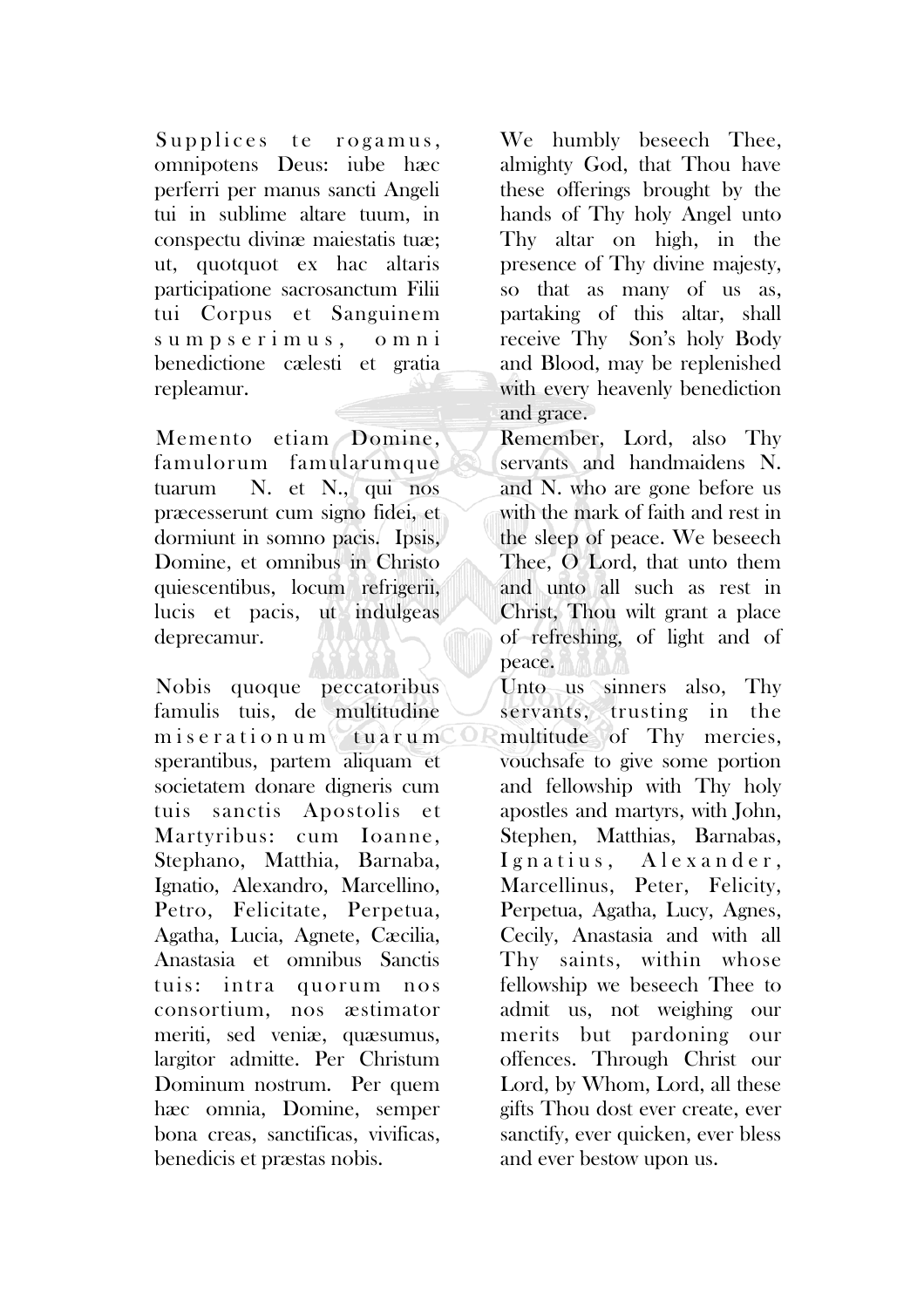Supplices te rogamus, omnipotens Deus: iube hæc perferri per manus sancti Angeli tui in sublime altare tuum, in conspectu divinæ maiestatis tuæ; ut, quotquot ex hac altaris participatione sacrosanctum Filii tui Corpus et Sanguinem sumpserimus, omni benedictione cælesti et gratia repleamur.

We humbly beseech Thee, almighty God, that Thou have these offerings brought by the hands of Thy holy Angel unto Thy altar on high, in the presence of Thy divine majesty, so that as many of us as, partaking of this altar, shall receive Thy Son's holy Body and Blood, may be replenished with every heavenly benediction and grace.

Memento etiam Domine, famulorum famularumque tuarum N. et N., qui nos præcesserunt cum signo fidei, et dormiunt in somno pacis. Ipsis, Domine, et omnibus in Christo quiescentibus, locum refrigerii, lucis et pacis, ut indulgeas deprecamur.

Remember, Lord, also Thy servants and handmaidens N. and N. who are gone before us with the mark of faith and rest in the sleep of peace. We beseech Thee, O Lord, that unto them and unto all such as rest in Christ, Thou wilt grant a place of refreshing, of light and of peace.

Nobis quoque peccatoribus famulis tuis, de multitudine miserationum tuarum sperantibus, partem aliquam et societatem donare digneris cum tuis sanctis Apostolis et Martyribus: cum Ioanne, Stephano, Matthia, Barnaba, Ignatio, Alexandro, Marcellino, Petro, Felicitate, Perpetua, Agatha, Lucia, Agnete, Cæcilia, Anastasia et omnibus Sanctis tuis: intra quorum nos consortium, nos æstimator meriti, sed veniæ, quæsumus, largitor admitte. Per Christum Dominum nostrum. Per quem hæc omnia, Domine, semper bona creas, sanctificas, vivificas, benedicis et præstas nobis.

Unto us sinners also, Thy servants, trusting in the multitude of Thy mercies, vouchsafe to give some portion and fellowship with Thy holy apostles and martyrs, with John, Stephen, Matthias, Barnabas, Ignatius, Alexander, Marcellinus, Peter, Felicity, Perpetua, Agatha, Lucy, Agnes, Cecily, Anastasia and with all Thy saints, within whose fellowship we beseech Thee to admit us, not weighing our merits but pardoning our offences. Through Christ our Lord, by Whom, Lord, all these gifts Thou dost ever create, ever sanctify, ever quicken, ever bless and ever bestow upon us.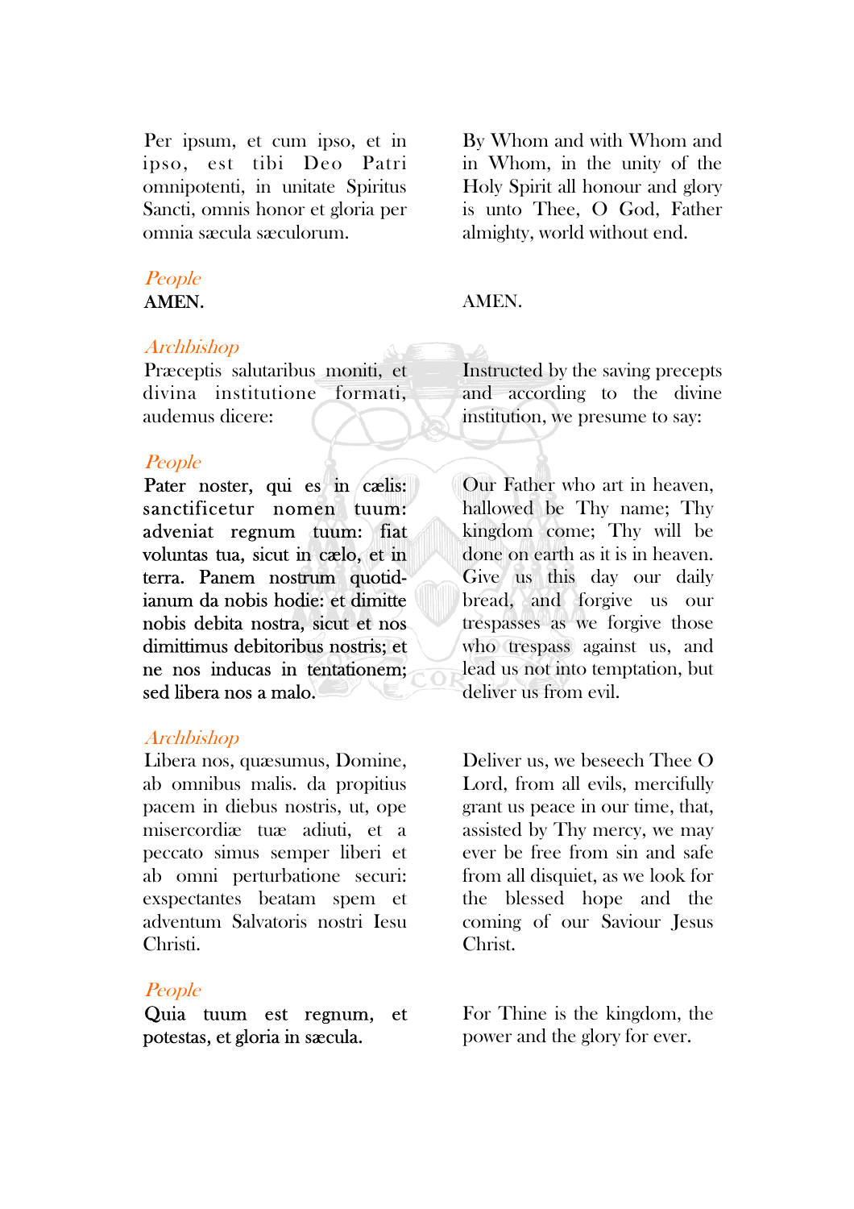Per ipsum, et cum ipso, et in ipso, est tibi Deo Patri omnipotenti, in unitate Spiritus Sancti, omnis honor et gloria per omnia sæcula sæculorum.

By Whom and with Whom and in Whom, in the unity of the Holy Spirit all honour and glory is unto Thee, O God, Father almighty, world without end.

*People*

**AMEN.**

AMEN.

*Archbishop*

Præceptis salutaribus moniti, et divina institutione formati, audemus dicere:

Instructed by the saving precepts and according to the divine institution, we presume to say:

*People*

**Pater noster, qui es in cælis: sanctificetur nomen tuum: adveniat regnum tuum: fiat voluntas tua, sicut in cælo, et in terra. Panem nostrum quotidianum da nobis hodie: et dimitte nobis debita nostra, sicut et nos dimittimus debitoribus nostris; et ne nos inducas in tentationem; sed libera nos a malo.**

Our Father who art in heaven, hallowed be Thy name; Thy kingdom come; Thy will be done on earth as it is in heaven. Give us this day our daily bread, and forgive us our trespasses as we forgive those who trespass against us, and lead us not into temptation, but deliver us from evil.

*Archbishop*

Libera nos, quæsumus, Domine, ab omnibus malis. da propitius pacem in diebus nostris, ut, ope misericordiæ tuæ adiuti, et a peccato simus semper liberi et ab omni perturbatione securi: exspectantes beatam spem et adventum Salvatoris nostri Iesu Christi.

Deliver us, we beseech Thee O Lord, from all evils, mercifully grant us peace in our time, that, assisted by Thy mercy, we may ever be free from sin and safe from all disquiet, as we look for the blessed hope and the coming of our Saviour Jesus Christ.

*People*

**Quia tuum est regnum, et potestas, et gloria in sæcula.**

For Thine is the kingdom, the power and the glory for ever.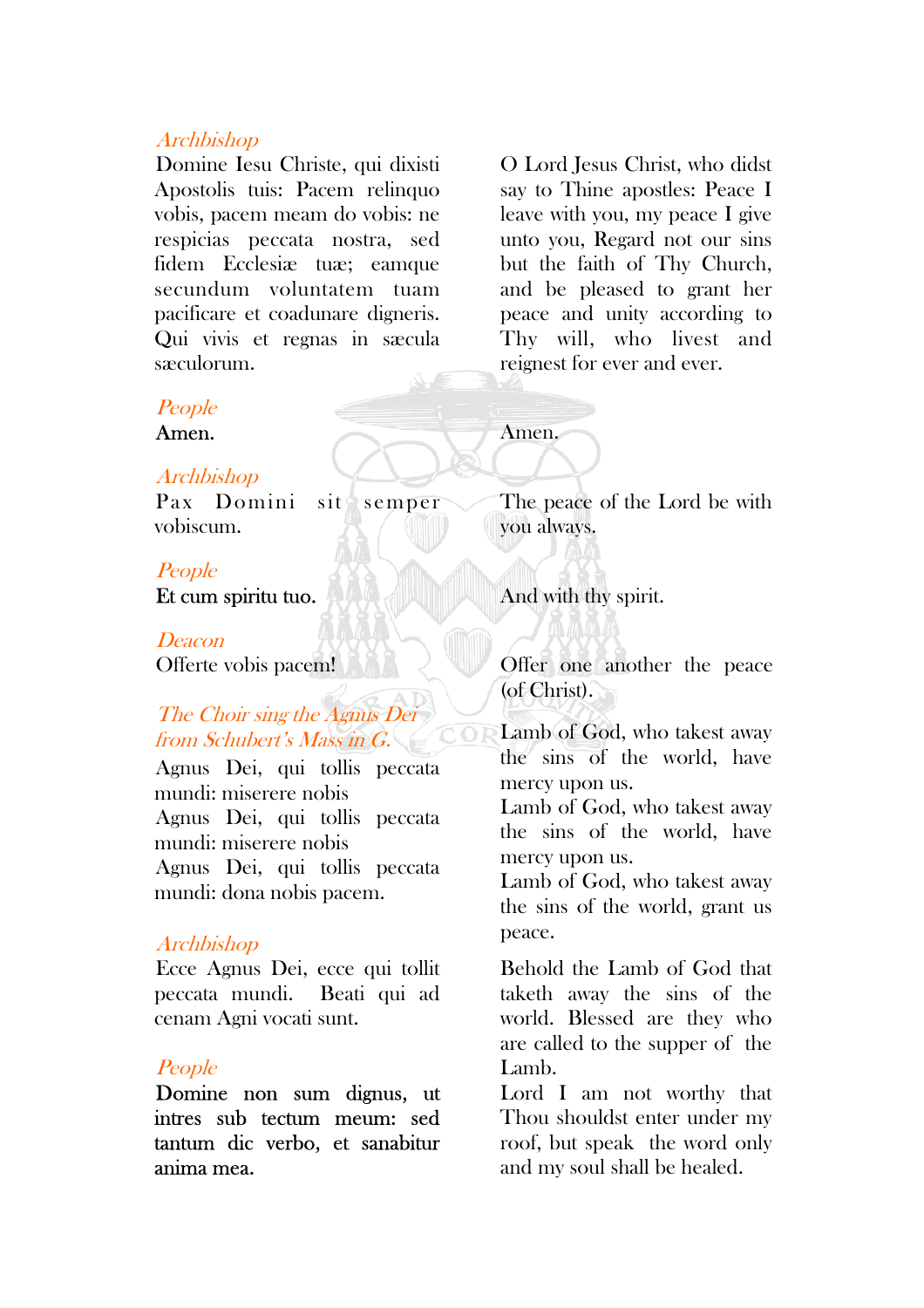*Archbishop*

Domine Iesu Christe, qui dixisti Apostolis tuis: Pacem relinquo vobis, pacem meam do vobis: ne respicias peccata nostra, sed fidem Ecclesiæ tuæ; eamque secundum voluntatem tuam pacificare et coadunare digneris. Qui vivis et regnas in sæcula sæculorum.

O Lord Jesus Christ, who didst say to Thine apostles: Peace I leave with you, my peace I give unto you, Regard not our sins but the faith of Thy Church, and be pleased to grant her peace and unity according to Thy will, who livest and reignest for ever and ever.

*People*

Amen.

Amen.

*Archbishop*

Pax Domini sit semper vobiscum.

The peace of the Lord be with you always.

*People*

Et cum spiritu tuo.

And with thy spirit.

*Deacon*

Offerte vobis pacem!

Offer one another the peace (of Christ).

*The Choir sing the Agnus Dei from Schubert's Mass in G.*

Agnus Dei, qui tollis peccata mundi: miserere nobis
Agnus Dei, qui tollis peccata mundi: miserere nobis
Agnus Dei, qui tollis peccata mundi: dona nobis pacem.

Lamb of God, who takest away the sins of the world, have mercy upon us.
Lamb of God, who takest away the sins of the world, have mercy upon us.
Lamb of God, who takest away the sins of the world, grant us peace.

*Archbishop*

Ecce Agnus Dei, ecce qui tollit peccata mundi. Beati qui ad cenam Agni vocati sunt.

Behold the Lamb of God that taketh away the sins of the world. Blessed are they who are called to the supper of the Lamb.

*People*

Domine non sum dignus, ut intres sub tectum meum: sed tantum dic verbo, et sanabitur anima mea.

Lord I am not worthy that Thou shouldst enter under my roof, but speak the word only and my soul shall be healed.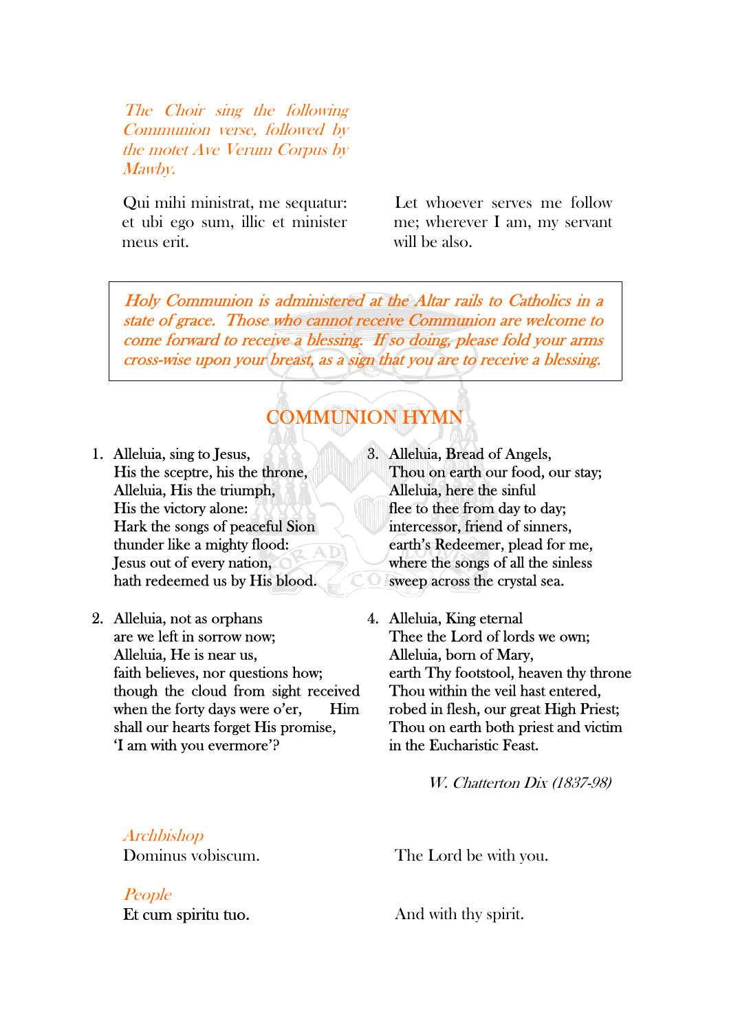*The Choir sing the following Communion verse, followed by the motet Ave Verum Corpus by Mawby.*

Qui mihi ministrat, me sequatur: et ubi ego sum, illic et minister meus erit.

Let whoever serves me follow me; wherever I am, my servant will be also.

*Holy Communion is administered at the Altar rails to Catholics in a state of grace. Those who cannot receive Communion are welcome to come forward to receive a blessing. If so doing, please fold your arms cross-wise upon your breast, as a sign that you are to receive a blessing.*

## COMMUNION HYMN

1. Alleluia, sing to Jesus,
   His the sceptre, his the throne,
   Alleluia, His the triumph,
   His the victory alone:
   Hark the songs of peaceful Sion
   thunder like a mighty flood:
   Jesus out of every nation,
   hath redeemed us by His blood.

2. Alleluia, not as orphans
   are we left in sorrow now;
   Alleluia, He is near us,
   faith believes, nor questions how;
   though the cloud from sight received
   when the forty days were o'er, Him
   shall our hearts forget His promise,
   'I am with you evermore'?

3. Alleluia, Bread of Angels,
   Thou on earth our food, our stay;
   Alleluia, here the sinful
   flee to thee from day to day;
   intercessor, friend of sinners,
   earth's Redeemer, plead for me,
   where the songs of all the sinless
   sweep across the crystal sea.

4. Alleluia, King eternal
   Thee the Lord of lords we own;
   Alleluia, born of Mary,
   earth Thy footstool, heaven thy throne
   Thou within the veil hast entered,
   robed in flesh, our great High Priest;
   Thou on earth both priest and victim
   in the Eucharistic Feast.

*W. Chatterton Dix (1837-98)*

*Archbishop*
Dominus vobiscum.

The Lord be with you.

*People*
Et cum spiritu tuo.

And with thy spirit.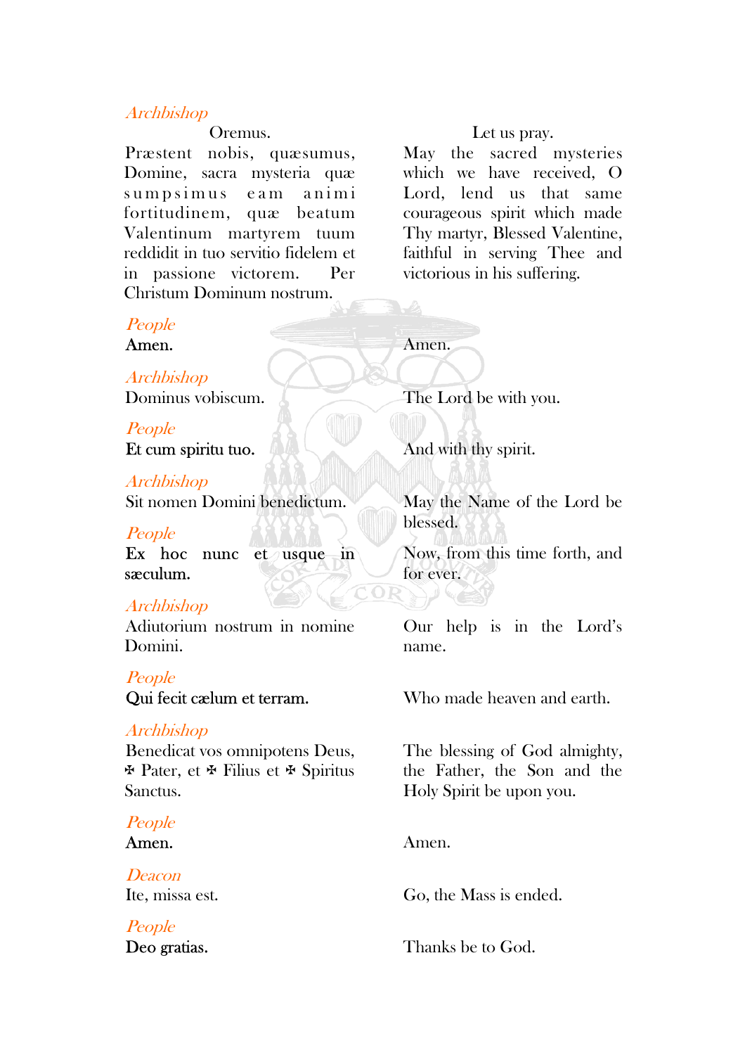*Archbishop*

Oremus.

Præstent nobis, quæsumus, Domine, sacra mysteria quæ sumpsimus eam animi fortitudinem, quæ beatum Valentinum martyrem tuum reddidit in tuo servitio fidelem et in passione victorem. Per Christum Dominum nostrum.

Let us pray.

May the sacred mysteries which we have received, O Lord, lend us that same courageous spirit which made Thy martyr, Blessed Valentine, faithful in serving Thee and victorious in his suffering.

*People*

Amen.

Amen.

*Archbishop*

Dominus vobiscum.

The Lord be with you.

*People*

Et cum spiritu tuo.

And with thy spirit.

*Archbishop*

Sit nomen Domini benedictum.

May the Name of the Lord be blessed.

*People*

Ex hoc nunc et usque in sæculum.

Now, from this time forth, and for ever.

*Archbishop*

Adiutorium nostrum in nomine Domini.

Our help is in the Lord's name.

*People*

Qui fecit cælum et terram.

Who made heaven and earth.

*Archbishop*

Benedicat vos omnipotens Deus, ✠ Pater, et ✠ Filius et ✠ Spiritus Sanctus.

The blessing of God almighty, the Father, the Son and the Holy Spirit be upon you.

*People*

Amen.

Amen.

*Deacon*

Ite, missa est.

Go, the Mass is ended.

*People*

Deo gratias.

Thanks be to God.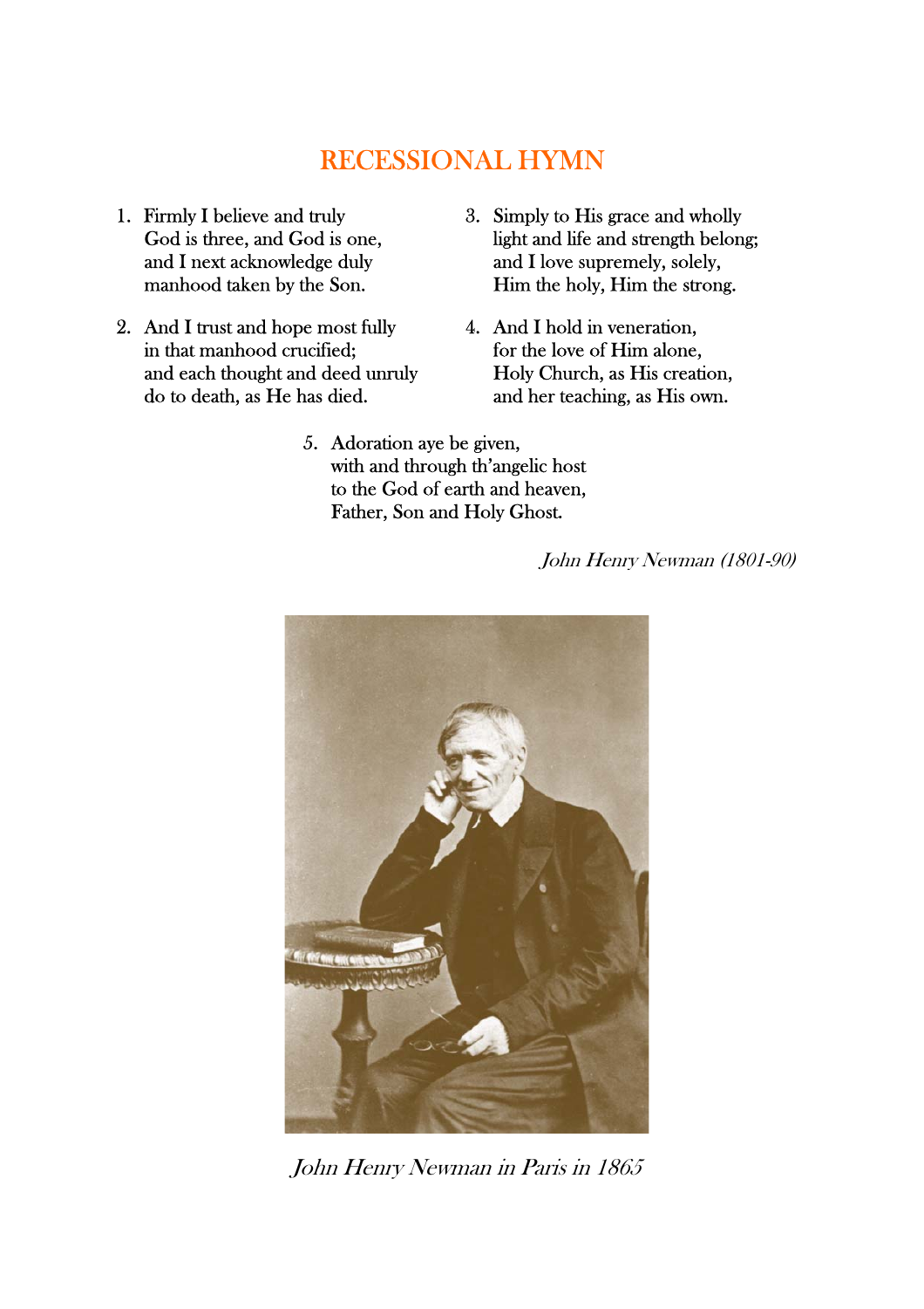# RECESSIONAL HYMN

1. Firmly I believe and truly
   God is three, and God is one,
   and I next acknowledge duly
   manhood taken by the Son.

2. And I trust and hope most fully
   in that manhood crucified;
   and each thought and deed unruly
   do to death, as He has died.

3. Simply to His grace and wholly
   light and life and strength belong;
   and I love supremely, solely,
   Him the holy, Him the strong.

4. And I hold in veneration,
   for the love of Him alone,
   Holy Church, as His creation,
   and her teaching, as His own.

5. Adoration aye be given,
   with and through th'angelic host
   to the God of earth and heaven,
   Father, Son and Holy Ghost.

*John Henry Newman (1801-90)*

*John Henry Newman in Paris in 1865*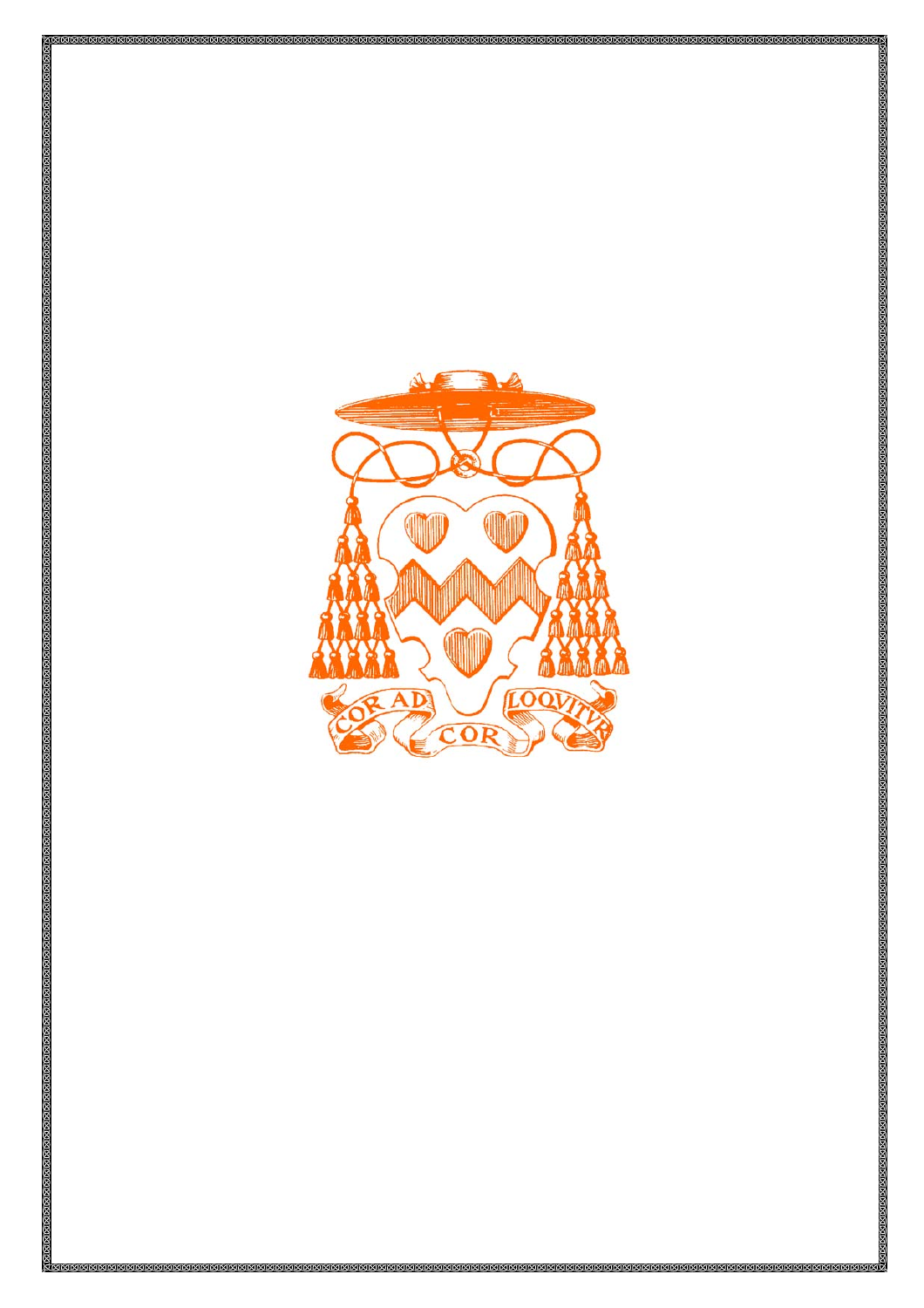COR AD COR LOQVITVR